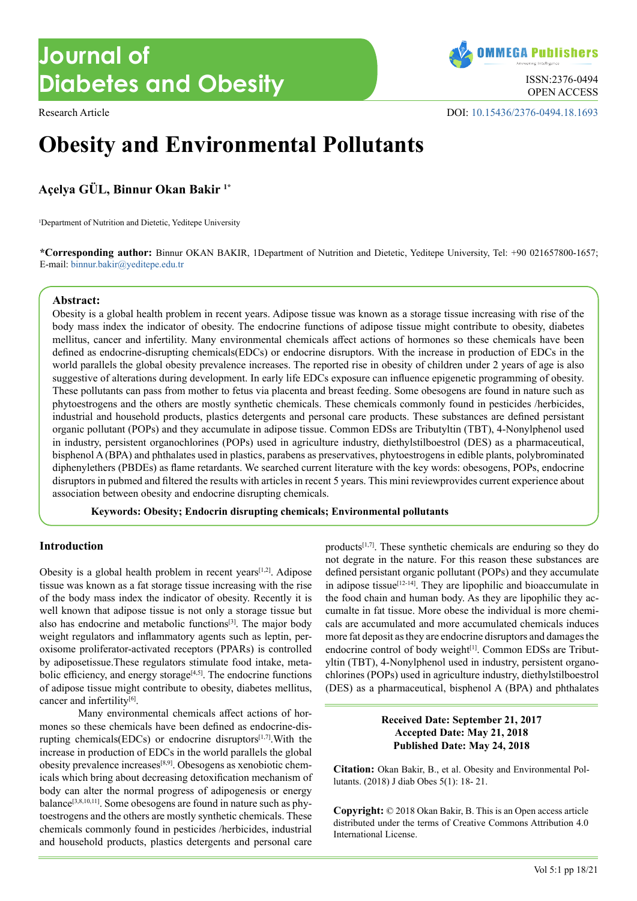# Journal of Diabetes and Obesity

ISSN:2376-0494
OPEN ACCESS

Research Article

DOI: 10.15436/2376-0494.18.1693

# Obesity and Environmental Pollutants

**Açelya GÜL, Binnur Okan Bakir [1*]**

[1]Department of Nutrition and Dietetic, Yeditepe University

**\*Corresponding author:** Binnur OKAN BAKIR, 1Department of Nutrition and Dietetic, Yeditepe University, Tel: +90 021657800-1657; E-mail: binnur.bakir@yeditepe.edu.tr

**Abstract:**
Obesity is a global health problem in recent years. Adipose tissue was known as a storage tissue increasing with rise of the body mass index the indicator of obesity. The endocrine functions of adipose tissue might contribute to obesity, diabetes mellitus, cancer and infertility. Many environmental chemicals affect actions of hormones so these chemicals have been defined as endocrine-disrupting chemicals(EDCs) or endocrine disruptors. With the increase in production of EDCs in the world parallels the global obesity prevalence increases. The reported rise in obesity of children under 2 years of age is also suggestive of alterations during development. In early life EDCs exposure can influence epigenetic programming of obesity. These pollutants can pass from mother to fetus via placenta and breast feeding. Some obesogens are found in nature such as phytoestrogens and the others are mostly synthetic chemicals. These chemicals commonly found in pesticides /herbicides, industrial and household products, plastics detergents and personal care products. These substances are defined persistant organic pollutant (POPs) and they accumulate in adipose tissue. Common EDSs are Tributyltin (TBT), 4-Nonylphenol used in industry, persistent organochlorines (POPs) used in agriculture industry, diethylstilboestrol (DES) as a pharmaceutical, bisphenol A (BPA) and phthalates used in plastics, parabens as preservatives, phytoestrogens in edible plants, polybrominated diphenylethers (PBDEs) as flame retardants. We searched current literature with the key words: obesogens, POPs, endocrine disruptors in pubmed and filtered the results with articles in recent 5 years. This mini reviewprovides current experience about association between obesity and endocrine disrupting chemicals.

**Keywords: Obesity; Endocrin disrupting chemicals; Environmental pollutants**

## Introduction

Obesity is a global health problem in recent years[1,2]. Adipose tissue was known as a fat storage tissue increasing with the rise of the body mass index the indicator of obesity. Recently it is well known that adipose tissue is not only a storage tissue but also has endocrine and metabolic functions[3]. The major body weight regulators and inflammatory agents such as leptin, peroxisome proliferator-activated receptors (PPARs) is controlled by adiposetissue.These regulators stimulate food intake, metabolic efficiency, and energy storage[4,5]. The endocrine functions of adipose tissue might contribute to obesity, diabetes mellitus, cancer and infertility[6].

Many environmental chemicals affect actions of hormones so these chemicals have been defined as endocrine-disrupting chemicals(EDCs) or endocrine disruptors[1,7].With the increase in production of EDCs in the world parallels the global obesity prevalence increases[8,9]. Obesogens as xenobiotic chemicals which bring about decreasing detoxification mechanism of body can alter the normal progress of adipogenesis or energy balance[3,8,10,11]. Some obesogens are found in nature such as phytoestrogens and the others are mostly synthetic chemicals. These chemicals commonly found in pesticides /herbicides, industrial and household products, plastics detergents and personal care products[1,7]. These synthetic chemicals are enduring so they do not degrate in the nature. For this reason these substances are defined persistant organic pollutant (POPs) and they accumulate in adipose tissue[12-14]. They are lipophilic and bioaccumulate in the food chain and human body. As they are lipophilic they accumalte in fat tissue. More obese the individual is more chemicals are accumulated and more accumulated chemicals induces more fat deposit as they are endocrine disruptors and damages the endocrine control of body weight[1]. Common EDSs are Tributyltin (TBT), 4-Nonylphenol used in industry, persistent organochlorines (POPs) used in agriculture industry, diethylstilboestrol (DES) as a pharmaceutical, bisphenol A (BPA) and phthalates

**Received Date: September 21, 2017**
**Accepted Date: May 21, 2018**
**Published Date: May 24, 2018**

**Citation:** Okan Bakir, B., et al. Obesity and Environmental Pollutants. (2018) J diab Obes 5(1): 18- 21.

**Copyright:** © 2018 Okan Bakir, B. This is an Open access article distributed under the terms of Creative Commons Attribution 4.0 International License.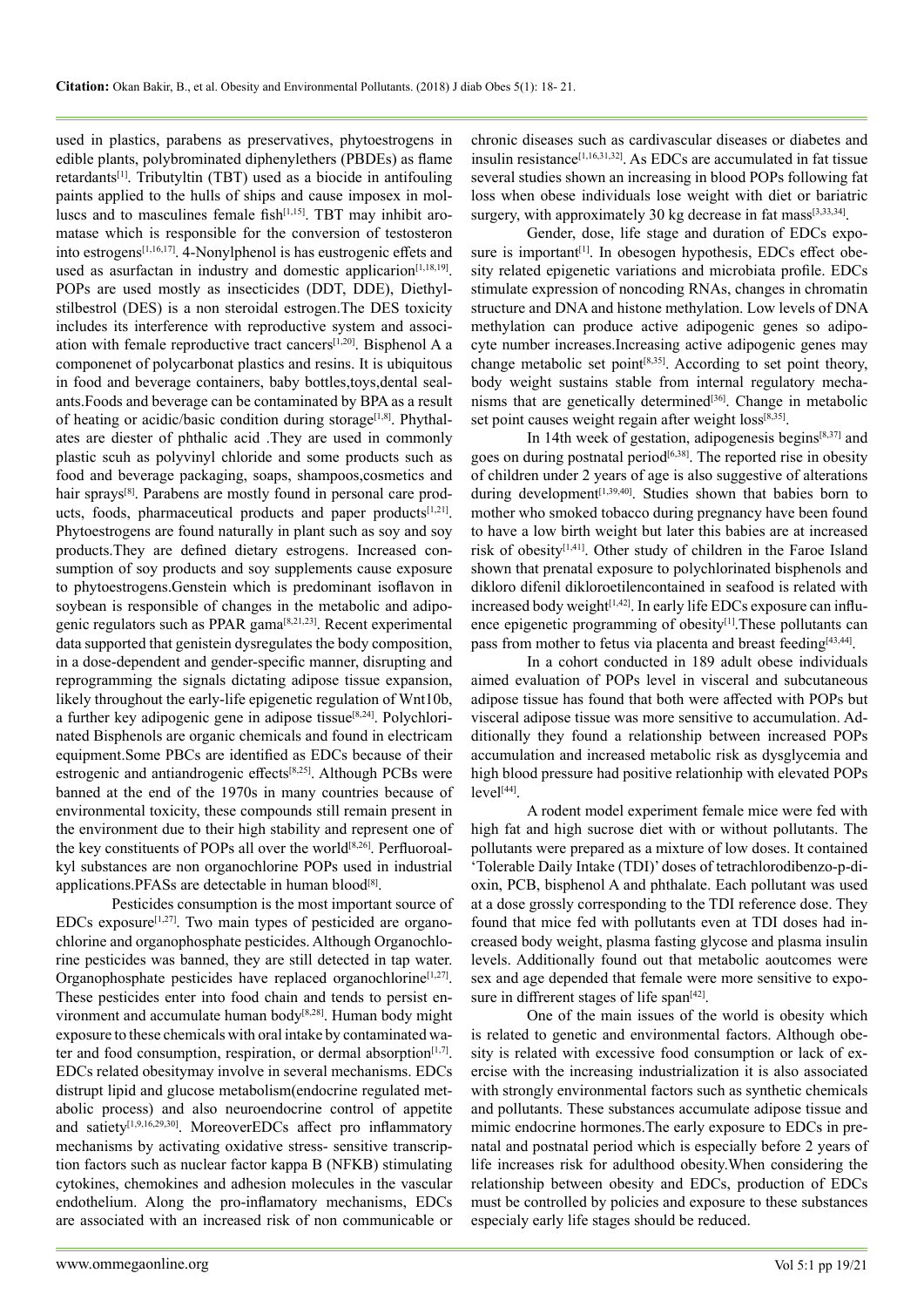used in plastics, parabens as preservatives, phytoestrogens in edible plants, polybrominated diphenylethers (PBDEs) as flame retardants[1]. Tributyltin (TBT) used as a biocide in antifouling paints applied to the hulls of ships and cause imposex in molluscs and to masculines female fish[1,15]. TBT may inhibit aromatase which is responsible for the conversion of testosteron into estrogens[1,16,17]. 4-Nonylphenol is has eustrogenic effets and used as asurfactan in industry and domestic applicarion[1,18,19]. POPs are used mostly as insecticides (DDT, DDE), Diethylstilbestrol (DES) is a non steroidal estrogen.The DES toxicity includes its interference with reproductive system and association with female reproductive tract cancers[1,20]. Bisphenol A a componenet of polycarbonat plastics and resins. It is ubiquitous in food and beverage containers, baby bottles,toys,dental sealants.Foods and beverage can be contaminated by BPA as a result of heating or acidic/basic condition during storage[1,8]. Phythalates are diester of phthalic acid .They are used in commonly plastic scuh as polyvinyl chloride and some products such as food and beverage packaging, soaps, shampoos,cosmetics and hair sprays[8]. Parabens are mostly found in personal care products, foods, pharmaceutical products and paper products[1,21]. Phytoestrogens are found naturally in plant such as soy and soy products.They are defined dietary estrogens. Increased consumption of soy products and soy supplements cause exposure to phytoestrogens.Genstein which is predominant isoflavon in soybean is responsible of changes in the metabolic and adipogenic regulators such as PPAR gama[8,21,23]. Recent experimental data supported that genistein dysregulates the body composition, in a dose-dependent and gender-specific manner, disrupting and reprogramming the signals dictating adipose tissue expansion, likely throughout the early-life epigenetic regulation of Wnt10b, a further key adipogenic gene in adipose tissue[8,24]. Polychlorinated Bisphenols are organic chemicals and found in electricam equipment.Some PBCs are identified as EDCs because of their estrogenic and antiandrogenic effects[8,25]. Although PCBs were banned at the end of the 1970s in many countries because of environmental toxicity, these compounds still remain present in the environment due to their high stability and represent one of the key constituents of POPs all over the world[8,26]. Perfluoroalkyl substances are non organochlorine POPs used in industrial applications.PFASs are detectable in human blood[8].

Pesticides consumption is the most important source of EDCs exposure[1,27]. Two main types of pesticided are organochlorine and organophosphate pesticides. Although Organochlorine pesticides was banned, they are still detected in tap water. Organophosphate pesticides have replaced organochlorine[1,27]. These pesticides enter into food chain and tends to persist environment and accumulate human body[8,28]. Human body might exposure to these chemicals with oral intake by contaminated water and food consumption, respiration, or dermal absorption[1,7]. EDCs related obesitymay involve in several mechanisms. EDCs distrupt lipid and glucose metabolism(endocrine regulated metabolic process) and also neuroendocrine control of appetite and satiety[1,9,16,29,30]. MoreoverEDCs affect pro inflammatory mechanisms by activating oxidative stress- sensitive transcription factors such as nuclear factor kappa B (NFKB) stimulating cytokines, chemokines and adhesion molecules in the vascular endothelium. Along the pro-inflamatory mechanisms, EDCs are associated with an increased risk of non communicable or chronic diseases such as cardivascular diseases or diabetes and insulin resistance[1,16,31,32]. As EDCs are accumulated in fat tissue several studies shown an increasing in blood POPs following fat loss when obese individuals lose weight with diet or bariatric surgery, with approximately 30 kg decrease in fat mass[3,33,34].

Gender, dose, life stage and duration of EDCs exposure is important[1]. In obesogen hypothesis, EDCs effect obesity related epigenetic variations and microbiata profile. EDCs stimulate expression of noncoding RNAs, changes in chromatin structure and DNA and histone methylation. Low levels of DNA methylation can produce active adipogenic genes so adipocyte number increases.Increasing active adipogenic genes may change metabolic set point[8,35]. According to set point theory, body weight sustains stable from internal regulatory mechanisms that are genetically determined[36]. Change in metabolic set point causes weight regain after weight loss[8,35].

In 14th week of gestation, adipogenesis begins[8,37] and goes on during postnatal period[6,38]. The reported rise in obesity of children under 2 years of age is also suggestive of alterations during development[1,39,40]. Studies shown that babies born to mother who smoked tobacco during pregnancy have been found to have a low birth weight but later this babies are at increased risk of obesity[1,41]. Other study of children in the Faroe Island shown that prenatal exposure to polychlorinated bisphenols and dikloro difenil dikloroetilencontained in seafood is related with increased body weight[1,42]. In early life EDCs exposure can influence epigenetic programming of obesity[1].These pollutants can pass from mother to fetus via placenta and breast feeding[43,44].

In a cohort conducted in 189 adult obese individuals aimed evaluation of POPs level in visceral and subcutaneous adipose tissue has found that both were affected with POPs but visceral adipose tissue was more sensitive to accumulation. Additionally they found a relationship between increased POPs accumulation and increased metabolic risk as dysglycemia and high blood pressure had positive relationhip with elevated POPs level[44].

A rodent model experiment female mice were fed with high fat and high sucrose diet with or without pollutants. The pollutants were prepared as a mixture of low doses. It contained 'Tolerable Daily Intake (TDI)' doses of tetrachlorodibenzo-p-dioxin, PCB, bisphenol A and phthalate. Each pollutant was used at a dose grossly corresponding to the TDI reference dose. They found that mice fed with pollutants even at TDI doses had increased body weight, plasma fasting glycose and plasma insulin levels. Additionally found out that metabolic aoutcomes were sex and age depended that female were more sensitive to exposure in diffrerent stages of life span[42].

One of the main issues of the world is obesity which is related to genetic and environmental factors. Although obesity is related with excessive food consumption or lack of exercise with the increasing industrialization it is also associated with strongly environmental factors such as synthetic chemicals and pollutants. These substances accumulate adipose tissue and mimic endocrine hormones.The early exposure to EDCs in prenatal and postnatal period which is especially before 2 years of life increases risk for adulthood obesity.When considering the relationship between obesity and EDCs, production of EDCs must be controlled by policies and exposure to these substances especialy early life stages should be reduced.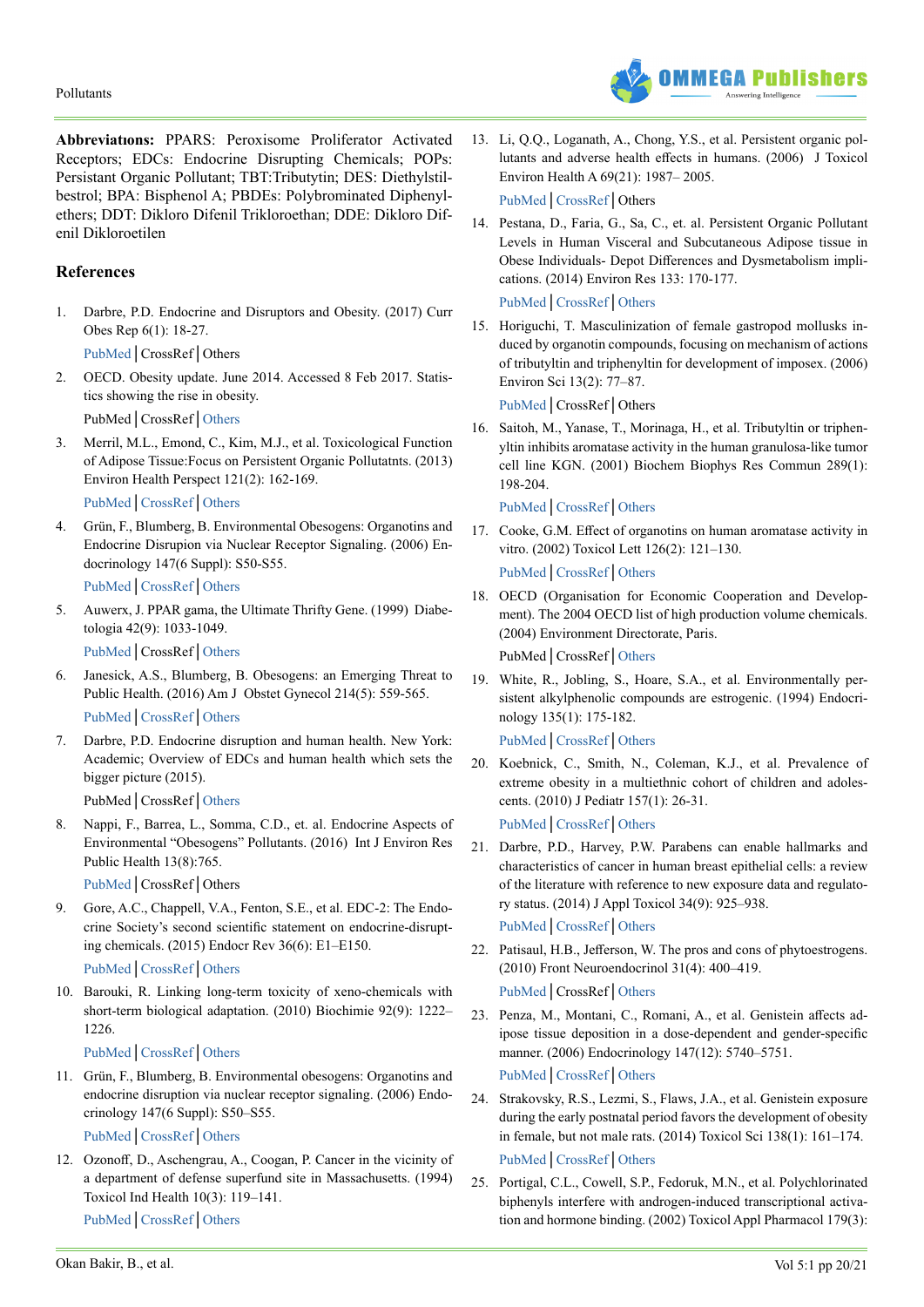**Abbreviatıons:** PPARS: Peroxisome Proliferator Activated Receptors; EDCs: Endocrine Disrupting Chemicals; POPs: Persistant Organic Pollutant; TBT:Tributytin; DES: Diethylstilbestrol; BPA: Bisphenol A; PBDEs: Polybrominated Diphenylethers; DDT: Dikloro Difenil Trikloroethan; DDE: Dikloro Difenil Dikloroetilen

## References

1. Darbre, P.D. Endocrine and Disruptors and Obesity. (2017) Curr Obes Rep 6(1): 18-27.
   PubMed | CrossRef | Others
2. OECD. Obesity update. June 2014. Accessed 8 Feb 2017. Statistics showing the rise in obesity.
   PubMed | CrossRef | Others
3. Merril, M.L., Emond, C., Kim, M.J., et al. Toxicological Function of Adipose Tissue:Focus on Persistent Organic Pollutatnts. (2013) Environ Health Perspect 121(2): 162-169.
   PubMed | CrossRef | Others
4. Grün, F., Blumberg, B. Environmental Obesogens: Organotins and Endocrine Disrupion via Nuclear Receptor Signaling. (2006) Endocrinology 147(6 Suppl): S50-S55.
   PubMed | CrossRef | Others
5. Auwerx, J. PPAR gama, the Ultimate Thrifty Gene. (1999) Diabetologia 42(9): 1033-1049.
   PubMed | CrossRef | Others
6. Janesick, A.S., Blumberg, B. Obesogens: an Emerging Threat to Public Health. (2016) Am J Obstet Gynecol 214(5): 559-565.
   PubMed | CrossRef | Others
7. Darbre, P.D. Endocrine disruption and human health. New York: Academic; Overview of EDCs and human health which sets the bigger picture (2015).
   PubMed | CrossRef | Others
8. Nappi, F., Barrea, L., Somma, C.D., et. al. Endocrine Aspects of Environmental "Obesogens" Pollutants. (2016) Int J Environ Res Public Health 13(8):765.
   PubMed | CrossRef | Others
9. Gore, A.C., Chappell, V.A., Fenton, S.E., et al. EDC-2: The Endocrine Society's second scientific statement on endocrine-disrupting chemicals. (2015) Endocr Rev 36(6): E1–E150.
   PubMed | CrossRef | Others
10. Barouki, R. Linking long-term toxicity of xeno-chemicals with short-term biological adaptation. (2010) Biochimie 92(9): 1222–1226.
    PubMed | CrossRef | Others
11. Grün, F., Blumberg, B. Environmental obesogens: Organotins and endocrine disruption via nuclear receptor signaling. (2006) Endocrinology 147(6 Suppl): S50–S55.
    PubMed | CrossRef | Others
12. Ozonoff, D., Aschengrau, A., Coogan, P. Cancer in the vicinity of a department of defense superfund site in Massachusetts. (1994) Toxicol Ind Health 10(3): 119–141.
    PubMed | CrossRef | Others
13. Li, Q.Q., Loganath, A., Chong, Y.S., et al. Persistent organic pollutants and adverse health effects in humans. (2006) J Toxicol Environ Health A 69(21): 1987– 2005.
    PubMed | CrossRef | Others
14. Pestana, D., Faria, G., Sa, C., et. al. Persistent Organic Pollutant Levels in Human Visceral and Subcutaneous Adipose tissue in Obese Individuals- Depot Differences and Dysmetabolism implications. (2014) Environ Res 133: 170-177.
    PubMed | CrossRef | Others
15. Horiguchi, T. Masculinization of female gastropod mollusks induced by organotin compounds, focusing on mechanism of actions of tributyltin and triphenyltin for development of imposex. (2006) Environ Sci 13(2): 77–87.
    PubMed | CrossRef | Others
16. Saitoh, M., Yanase, T., Morinaga, H., et al. Tributyltin or triphenyltin inhibits aromatase activity in the human granulosa-like tumor cell line KGN. (2001) Biochem Biophys Res Commun 289(1): 198-204.
    PubMed | CrossRef | Others
17. Cooke, G.M. Effect of organotins on human aromatase activity in vitro. (2002) Toxicol Lett 126(2): 121–130.
    PubMed | CrossRef | Others
18. OECD (Organisation for Economic Cooperation and Development). The 2004 OECD list of high production volume chemicals. (2004) Environment Directorate, Paris.
    PubMed | CrossRef | Others
19. White, R., Jobling, S., Hoare, S.A., et al. Environmentally persistent alkylphenolic compounds are estrogenic. (1994) Endocrinology 135(1): 175-182.
    PubMed | CrossRef | Others
20. Koebnick, C., Smith, N., Coleman, K.J., et al. Prevalence of extreme obesity in a multiethnic cohort of children and adolescents. (2010) J Pediatr 157(1): 26-31.
    PubMed | CrossRef | Others
21. Darbre, P.D., Harvey, P.W. Parabens can enable hallmarks and characteristics of cancer in human breast epithelial cells: a review of the literature with reference to new exposure data and regulatory status. (2014) J Appl Toxicol 34(9): 925–938.
    PubMed | CrossRef | Others
22. Patisaul, H.B., Jefferson, W. The pros and cons of phytoestrogens. (2010) Front Neuroendocrinol 31(4): 400–419.
    PubMed | CrossRef | Others
23. Penza, M., Montani, C., Romani, A., et al. Genistein affects adipose tissue deposition in a dose-dependent and gender-specific manner. (2006) Endocrinology 147(12): 5740–5751.
    PubMed | CrossRef | Others
24. Strakovsky, R.S., Lezmi, S., Flaws, J.A., et al. Genistein exposure during the early postnatal period favors the development of obesity in female, but not male rats. (2014) Toxicol Sci 138(1): 161–174.
    PubMed | CrossRef | Others
25. Portigal, C.L., Cowell, S.P., Fedoruk, M.N., et al. Polychlorinated biphenyls interfere with androgen-induced transcriptional activation and hormone binding. (2002) Toxicol Appl Pharmacol 179(3):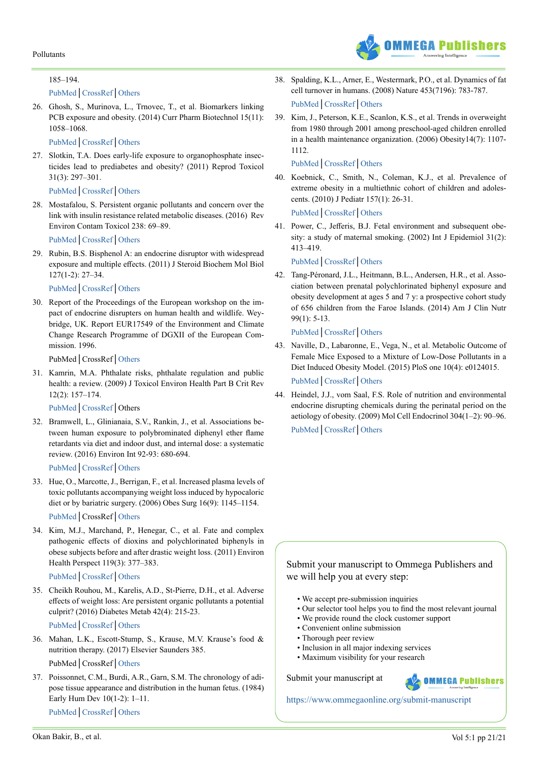185–194.

PubMed | CrossRef | Others

26. Ghosh, S., Murinova, L., Trnovec, T., et al. Biomarkers linking PCB exposure and obesity. (2014) Curr Pharm Biotechnol 15(11): 1058–1068.

PubMed | CrossRef | Others

27. Slotkin, T.A. Does early-life exposure to organophosphate insecticides lead to prediabetes and obesity? (2011) Reprod Toxicol 31(3): 297–301.

PubMed | CrossRef | Others

28. Mostafalou, S. Persistent organic pollutants and concern over the link with insulin resistance related metabolic diseases. (2016) Rev Environ Contam Toxicol 238: 69–89.

PubMed | CrossRef | Others

29. Rubin, B.S. Bisphenol A: an endocrine disruptor with widespread exposure and multiple effects. (2011) J Steroid Biochem Mol Biol 127(1-2): 27–34.

PubMed | CrossRef | Others

30. Report of the Proceedings of the European workshop on the impact of endocrine disrupters on human health and wildlife. Weybridge, UK. Report EUR17549 of the Environment and Climate Change Research Programme of DGXII of the European Commission. 1996.

PubMed | CrossRef | Others

31. Kamrin, M.A. Phthalate risks, phthalate regulation and public health: a review. (2009) J Toxicol Environ Health Part B Crit Rev 12(2): 157–174.

PubMed | CrossRef | Others

32. Bramwell, L., Glinianaia, S.V., Rankin, J., et al. Associations between human exposure to polybrominated diphenyl ether flame retardants via diet and indoor dust, and internal dose: a systematic review. (2016) Environ Int 92-93: 680-694.

PubMed | CrossRef | Others

33. Hue, O., Marcotte, J., Berrigan, F., et al. Increased plasma levels of toxic pollutants accompanying weight loss induced by hypocaloric diet or by bariatric surgery. (2006) Obes Surg 16(9): 1145–1154.

PubMed | CrossRef | Others

34. Kim, M.J., Marchand, P., Henegar, C., et al. Fate and complex pathogenic effects of dioxins and polychlorinated biphenyls in obese subjects before and after drastic weight loss. (2011) Environ Health Perspect 119(3): 377–383.

PubMed | CrossRef | Others

35. Cheikh Rouhou, M., Karelis, A.D., St-Pierre, D.H., et al. Adverse effects of weight loss: Are persistent organic pollutants a potential culprit? (2016) Diabetes Metab 42(4): 215-23.

PubMed | CrossRef | Others

36. Mahan, L.K., Escott-Stump, S., Krause, M.V. Krause's food & nutrition therapy. (2017) Elsevier Saunders 385.

PubMed | CrossRef | Others

37. Poissonnet, C.M., Burdi, A.R., Garn, S.M. The chronology of adipose tissue appearance and distribution in the human fetus. (1984) Early Hum Dev 10(1-2): 1–11.

PubMed | CrossRef | Others

38. Spalding, K.L., Arner, E., Westermark, P.O., et al. Dynamics of fat cell turnover in humans. (2008) Nature 453(7196): 783-787.

PubMed | CrossRef | Others

39. Kim, J., Peterson, K.E., Scanlon, K.S., et al. Trends in overweight from 1980 through 2001 among preschool-aged children enrolled in a health maintenance organization. (2006) Obesity14(7): 1107-1112.

PubMed | CrossRef | Others

40. Koebnick, C., Smith, N., Coleman, K.J., et al. Prevalence of extreme obesity in a multiethnic cohort of children and adolescents. (2010) J Pediatr 157(1): 26-31.

PubMed | CrossRef | Others

41. Power, C., Jefferis, B.J. Fetal environment and subsequent obesity: a study of maternal smoking. (2002) Int J Epidemiol 31(2): 413–419.

PubMed | CrossRef | Others

42. Tang-Péronard, J.L., Heitmann, B.L., Andersen, H.R., et al. Association between prenatal polychlorinated biphenyl exposure and obesity development at ages 5 and 7 y: a prospective cohort study of 656 children from the Faroe Islands. (2014) Am J Clin Nutr 99(1): 5-13.

PubMed | CrossRef | Others

43. Naville, D., Labaronne, E., Vega, N., et al. Metabolic Outcome of Female Mice Exposed to a Mixture of Low-Dose Pollutants in a Diet Induced Obesity Model. (2015) PloS one 10(4): e0124015.

PubMed | CrossRef | Others

44. Heindel, J.J., vom Saal, F.S. Role of nutrition and environmental endocrine disrupting chemicals during the perinatal period on the aetiology of obesity. (2009) Mol Cell Endocrinol 304(1–2): 90–96.

PubMed | CrossRef | Others

Submit your manuscript to Ommega Publishers and we will help you at every step:

- We accept pre-submission inquiries
- Our selector tool helps you to find the most relevant journal
- We provide round the clock customer support
- Convenient online submission
- Thorough peer review
- Inclusion in all major indexing services
- Maximum visibility for your research

Submit your manuscript at

https://www.ommegaonline.org/submit-manuscript